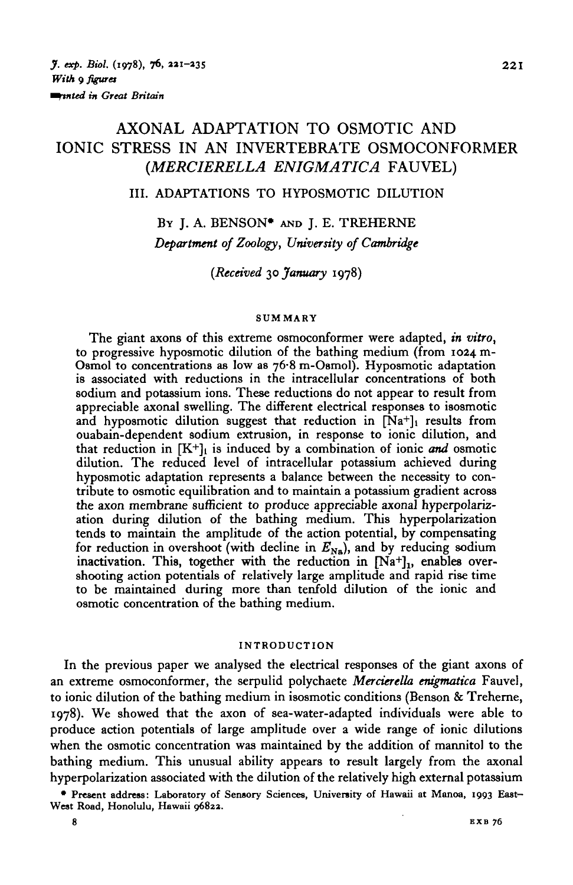# AXONAL ADAPTATION TO OSMOTIC AND IONIC STRESS IN AN INVERTEBRATE OSMOCONFORMER (*MERCIERELLA ENIGMATICA* FAUVEL)

## III. ADAPTATIONS TO HYPOSMOTIC DILUTION

BY J. A. BENSON* AND J. E. TREHERNE

*Department of Zoology, University of Cambridge*

*(Received 30 January 1978)*

### SUMMARY

The giant axons of this extreme osmoconformer were adapted, *in vitro*, to progressive hyposmotic dilution of the bathing medium (from 1024 m-Osmol to concentrations as low as 76·8 m-Osmol). Hyposmotic adaptation is associated with reductions in the intracellular concentrations of both sodium and potassium ions. These reductions do not appear to result from appreciable axonal swelling. The different electrical responses to isosmotic and hyposmotic dilution suggest that reduction in $[Na^+]_i$ results from ouabain-dependent sodium extrusion, in response to ionic dilution, and that reduction in $[K^+]_i$ is induced by a combination of ionic *and* osmotic dilution. The reduced level of intracellular potassium achieved during hyposmotic adaptation represents a balance between the necessity to contribute to osmotic equilibration and to maintain a potassium gradient across the axon membrane sufficient to produce appreciable axonal hyperpolarization during dilution of the bathing medium. This hyperpolarization tends to maintain the amplitude of the action potential, by compensating for reduction in overshoot (with decline in $E_{Na}$), and by reducing sodium inactivation. This, together with the reduction in $[Na^+]_i$, enables overshooting action potentials of relatively large amplitude and rapid rise time to be maintained during more than tenfold dilution of the ionic and osmotic concentration of the bathing medium.

### INTRODUCTION

In the previous paper we analysed the electrical responses of the giant axons of an extreme osmoconformer, the serpulid polychaete *Mercierella enigmatica* Fauvel, to ionic dilution of the bathing medium in isosmotic conditions (Benson & Treherne, 1978). We showed that the axon of sea-water-adapted individuals were able to produce action potentials of large amplitude over a wide range of ionic dilutions when the osmotic concentration was maintained by the addition of mannitol to the bathing medium. This unusual ability appears to result largely from the axonal hyperpolarization associated with the dilution of the relatively high external potassium

* Present address: Laboratory of Sensory Sciences, University of Hawaii at Manoa, 1993 East-West Road, Honolulu, Hawaii 96822.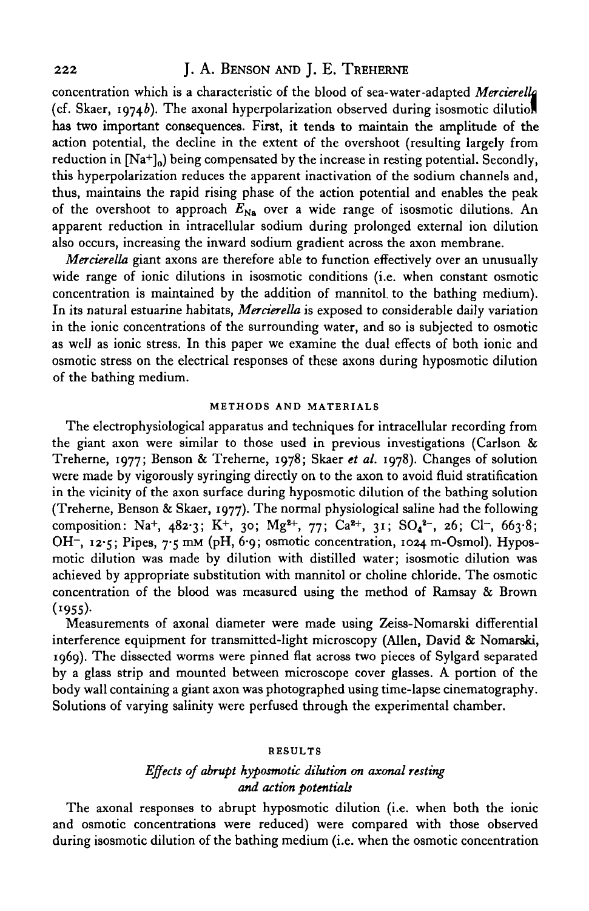concentration which is a characteristic of the blood of sea-water-adapted *Mercierella* (cf. Skaer, 1974*b*). The axonal hyperpolarization observed during isosmotic dilution has two important consequences. First, it tends to maintain the amplitude of the action potential, the decline in the extent of the overshoot (resulting largely from reduction in $[Na^+]_o$) being compensated by the increase in resting potential. Secondly, this hyperpolarization reduces the apparent inactivation of the sodium channels and, thus, maintains the rapid rising phase of the action potential and enables the peak of the overshoot to approach $E_{Na}$ over a wide range of isosmotic dilutions. An apparent reduction in intracellular sodium during prolonged external ion dilution also occurs, increasing the inward sodium gradient across the axon membrane.

*Mercierella* giant axons are therefore able to function effectively over an unusually wide range of ionic dilutions in isosmotic conditions (i.e. when constant osmotic concentration is maintained by the addition of mannitol to the bathing medium). In its natural estuarine habitats, *Mercierella* is exposed to considerable daily variation in the ionic concentrations of the surrounding water, and so is subjected to osmotic as well as ionic stress. In this paper we examine the dual effects of both ionic and osmotic stress on the electrical responses of these axons during hyposmotic dilution of the bathing medium.

## METHODS AND MATERIALS

The electrophysiological apparatus and techniques for intracellular recording from the giant axon were similar to those used in previous investigations (Carlson & Treherne, 1977; Benson & Treherne, 1978; Skaer *et al.* 1978). Changes of solution were made by vigorously syringing directly on to the axon to avoid fluid stratification in the vicinity of the axon surface during hyposmotic dilution of the bathing solution (Treherne, Benson & Skaer, 1977). The normal physiological saline had the following composition: $Na^+$, 482·3; $K^+$, 30; $Mg^{2+}$, 77; $Ca^{2+}$, 31; $SO_4^{2-}$, 26; $Cl^-$, 663·8; $OH^-$, 12·5; Pipes, 7·5 mM (pH, 6·9; osmotic concentration, 1024 m-Osmol). Hyposmotic dilution was made by dilution with distilled water; isosmotic dilution was achieved by appropriate substitution with mannitol or choline chloride. The osmotic concentration of the blood was measured using the method of Ramsay & Brown (1955).

Measurements of axonal diameter were made using Zeiss-Nomarski differential interference equipment for transmitted-light microscopy (Allen, David & Nomarski, 1969). The dissected worms were pinned flat across two pieces of Sylgard separated by a glass strip and mounted between microscope cover glasses. A portion of the body wall containing a giant axon was photographed using time-lapse cinematography. Solutions of varying salinity were perfused through the experimental chamber.

## RESULTS

### *Effects of abrupt hyposmotic dilution on axonal resting and action potentials*

The axonal responses to abrupt hyposmotic dilution (i.e. when both the ionic and osmotic concentrations were reduced) were compared with those observed during isosmotic dilution of the bathing medium (i.e. when the osmotic concentration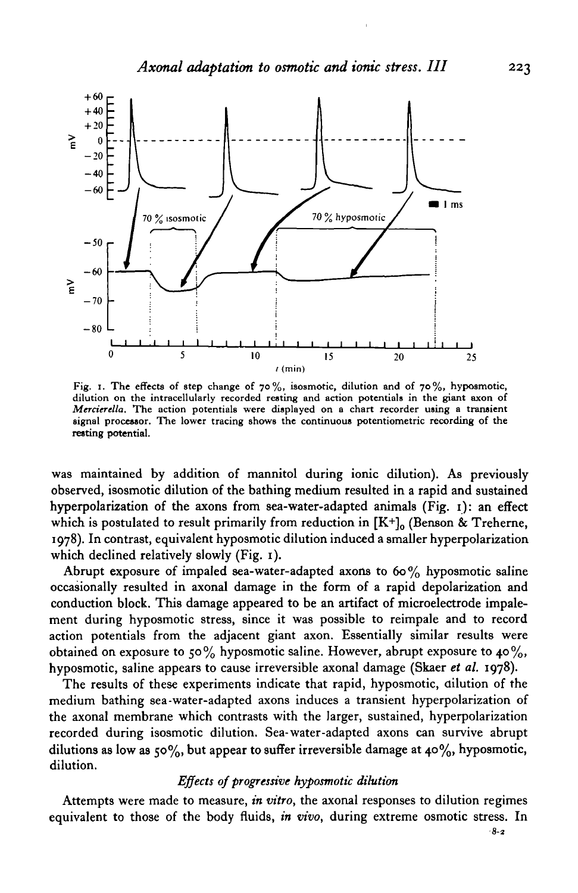Fig. 1. The effects of step change of 70 %, isosmotic, dilution and of 70 %, hyposmotic, dilution on the intracellularly recorded resting and action potentials in the giant axon of *Mercierella*. The action potentials were displayed on a chart recorder using a transient signal processor. The lower tracing shows the continuous potentiometric recording of the resting potential.

was maintained by addition of mannitol during ionic dilution). As previously observed, isosmotic dilution of the bathing medium resulted in a rapid and sustained hyperpolarization of the axons from sea-water-adapted animals (Fig. 1): an effect which is postulated to result primarily from reduction in $[K^+]_o$ (Benson & Treherne, 1978). In contrast, equivalent hyposmotic dilution induced a smaller hyperpolarization which declined relatively slowly (Fig. 1).

Abrupt exposure of impaled sea-water-adapted axons to 60 % hyposmotic saline occasionally resulted in axonal damage in the form of a rapid depolarization and conduction block. This damage appeared to be an artifact of microelectrode impalement during hyposmotic stress, since it was possible to reimpale and to record action potentials from the adjacent giant axon. Essentially similar results were obtained on exposure to 50 % hyposmotic saline. However, abrupt exposure to 40 %, hyposmotic, saline appears to cause irreversible axonal damage (Skaer *et al.* 1978).

The results of these experiments indicate that rapid, hyposmotic, dilution of the medium bathing sea-water-adapted axons induces a transient hyperpolarization of the axonal membrane which contrasts with the larger, sustained, hyperpolarization recorded during isosmotic dilution. Sea-water-adapted axons can survive abrupt dilutions as low as 50 %, but appear to suffer irreversible damage at 40 %, hyposmotic, dilution.

### *Effects of progressive hyposmotic dilution*

Attempts were made to measure, *in vitro*, the axonal responses to dilution regimes equivalent to those of the body fluids, *in vivo*, during extreme osmotic stress. In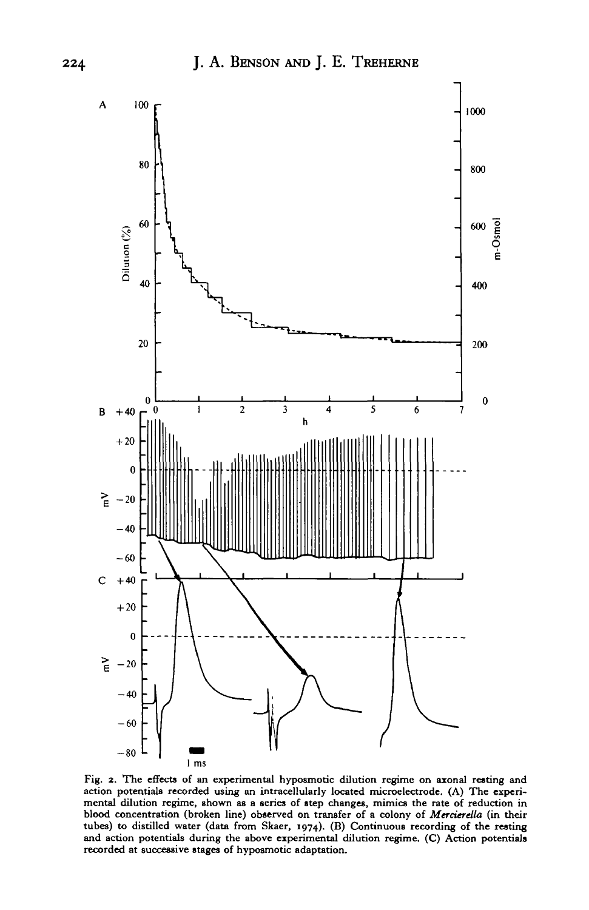Fig. 2. The effects of an experimental hyposmotic dilution regime on axonal resting and action potentials recorded using an intracellularly located microelectrode. (A) The experimental dilution regime, shown as a series of step changes, mimics the rate of reduction in blood concentration (broken line) observed on transfer of a colony of *Mercierella* (in their tubes) to distilled water (data from Skaer, 1974). (B) Continuous recording of the resting and action potentials during the above experimental dilution regime. (C) Action potentials recorded at successive stages of hyposmotic adaptation.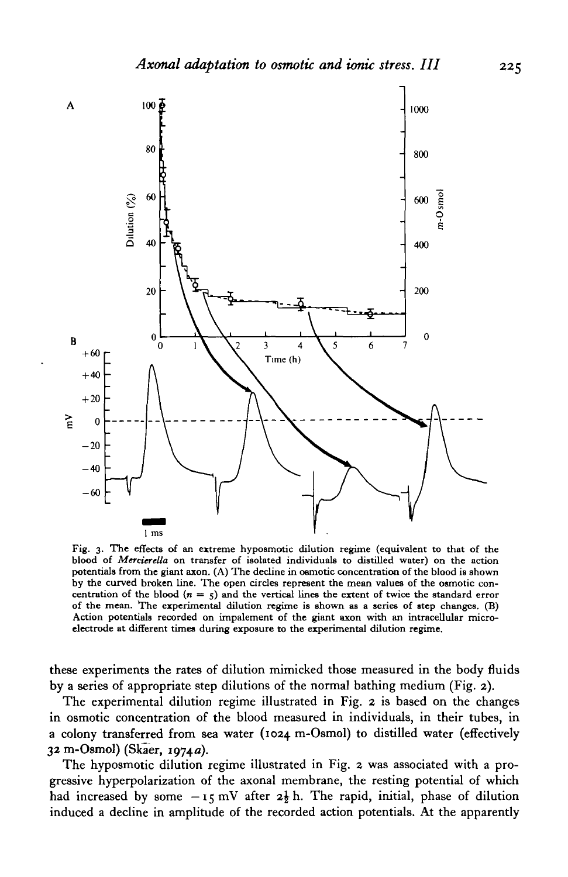Fig. 3. The effects of an extreme hyposmotic dilution regime (equivalent to that of the blood of *Mercierella* on transfer of isolated individuals to distilled water) on the action potentials from the giant axon. (A) The decline in osmotic concentration of the blood is shown by the curved broken line. The open circles represent the mean values of the osmotic concentration of the blood ($n = 5$) and the vertical lines the extent of twice the standard error of the mean. The experimental dilution regime is shown as a series of step changes. (B) Action potentials recorded on impalement of the giant axon with an intracellular microelectrode at different times during exposure to the experimental dilution regime.

these experiments the rates of dilution mimicked those measured in the body fluids by a series of appropriate step dilutions of the normal bathing medium (Fig. 2).

The experimental dilution regime illustrated in Fig. 2 is based on the changes in osmotic concentration of the blood measured in individuals, in their tubes, in a colony transferred from sea water (1024 m-Osmol) to distilled water (effectively 32 m-Osmol) (Skaer, 1974*a*).

The hyposmotic dilution regime illustrated in Fig. 2 was associated with a progressive hyperpolarization of the axonal membrane, the resting potential of which had increased by some $-15$ mV after $2\frac{1}{2}$ h. The rapid, initial, phase of dilution induced a decline in amplitude of the recorded action potentials. At the apparently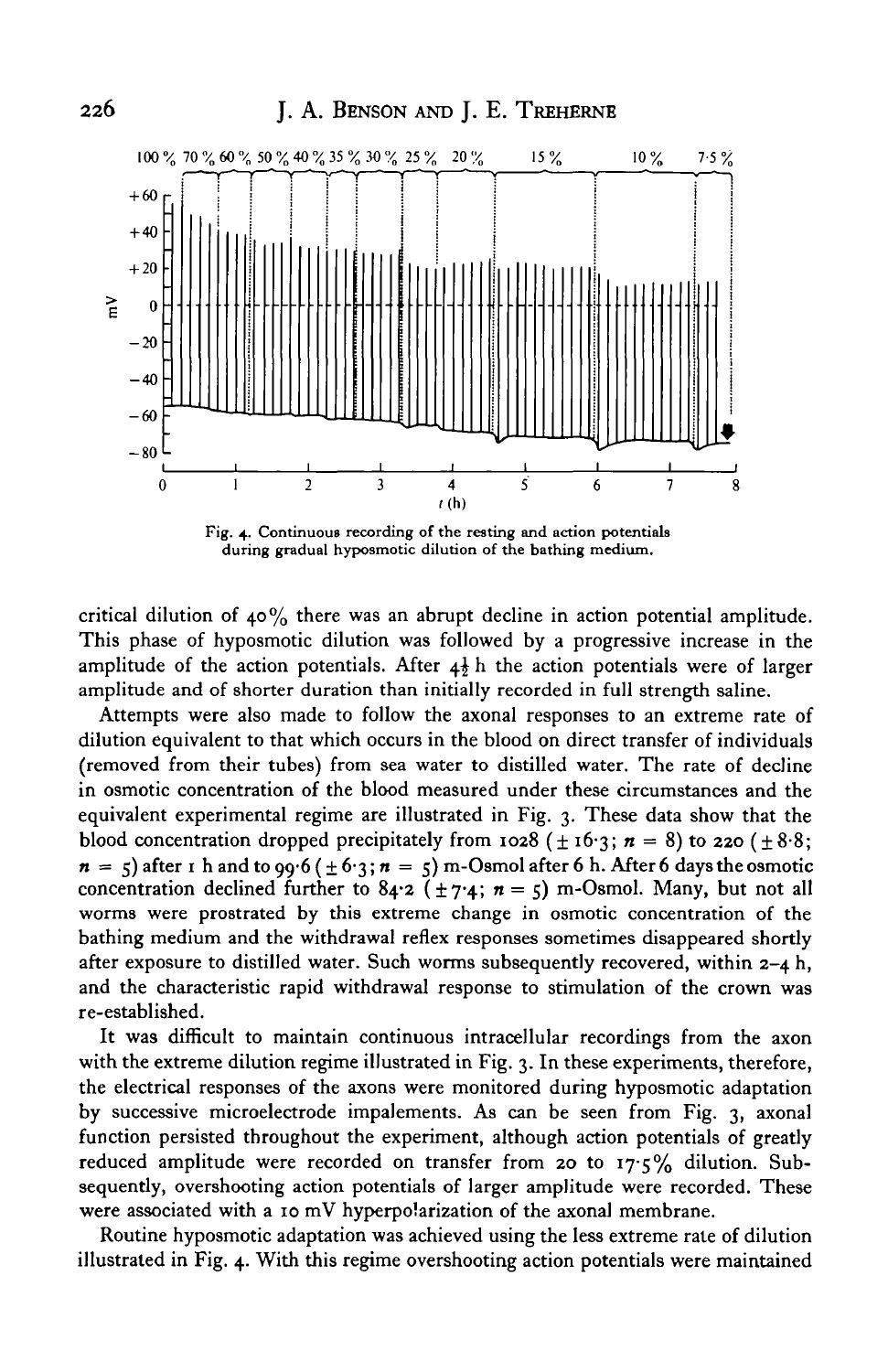Fig. 4. Continuous recording of the resting and action potentials during gradual hyposmotic dilution of the bathing medium.

critical dilution of 40% there was an abrupt decline in action potential amplitude. This phase of hyposmotic dilution was followed by a progressive increase in the amplitude of the action potentials. After $4\frac{1}{2}$ h the action potentials were of larger amplitude and of shorter duration than initially recorded in full strength saline.

Attempts were also made to follow the axonal responses to an extreme rate of dilution equivalent to that which occurs in the blood on direct transfer of individuals (removed from their tubes) from sea water to distilled water. The rate of decline in osmotic concentration of the blood measured under these circumstances and the equivalent experimental regime are illustrated in Fig. 3. These data show that the blood concentration dropped precipitately from 1028 ($\pm$ 16·3; $n = 8$) to 220 ($\pm$ 8·8; $n = 5$) after 1 h and to 99·6 ($\pm$ 6·3; $n = 5$) m-Osmol after 6 h. After 6 days the osmotic concentration declined further to 84·2 ($\pm$ 7·4; $n = 5$) m-Osmol. Many, but not all worms were prostrated by this extreme change in osmotic concentration of the bathing medium and the withdrawal reflex responses sometimes disappeared shortly after exposure to distilled water. Such worms subsequently recovered, within 2–4 h, and the characteristic rapid withdrawal response to stimulation of the crown was re-established.

It was difficult to maintain continuous intracellular recordings from the axon with the extreme dilution regime illustrated in Fig. 3. In these experiments, therefore, the electrical responses of the axons were monitored during hyposmotic adaptation by successive microelectrode impalements. As can be seen from Fig. 3, axonal function persisted throughout the experiment, although action potentials of greatly reduced amplitude were recorded on transfer from 20 to 17·5% dilution. Subsequently, overshooting action potentials of larger amplitude were recorded. These were associated with a 10 mV hyperpolarization of the axonal membrane.

Routine hyposmotic adaptation was achieved using the less extreme rate of dilution illustrated in Fig. 4. With this regime overshooting action potentials were maintained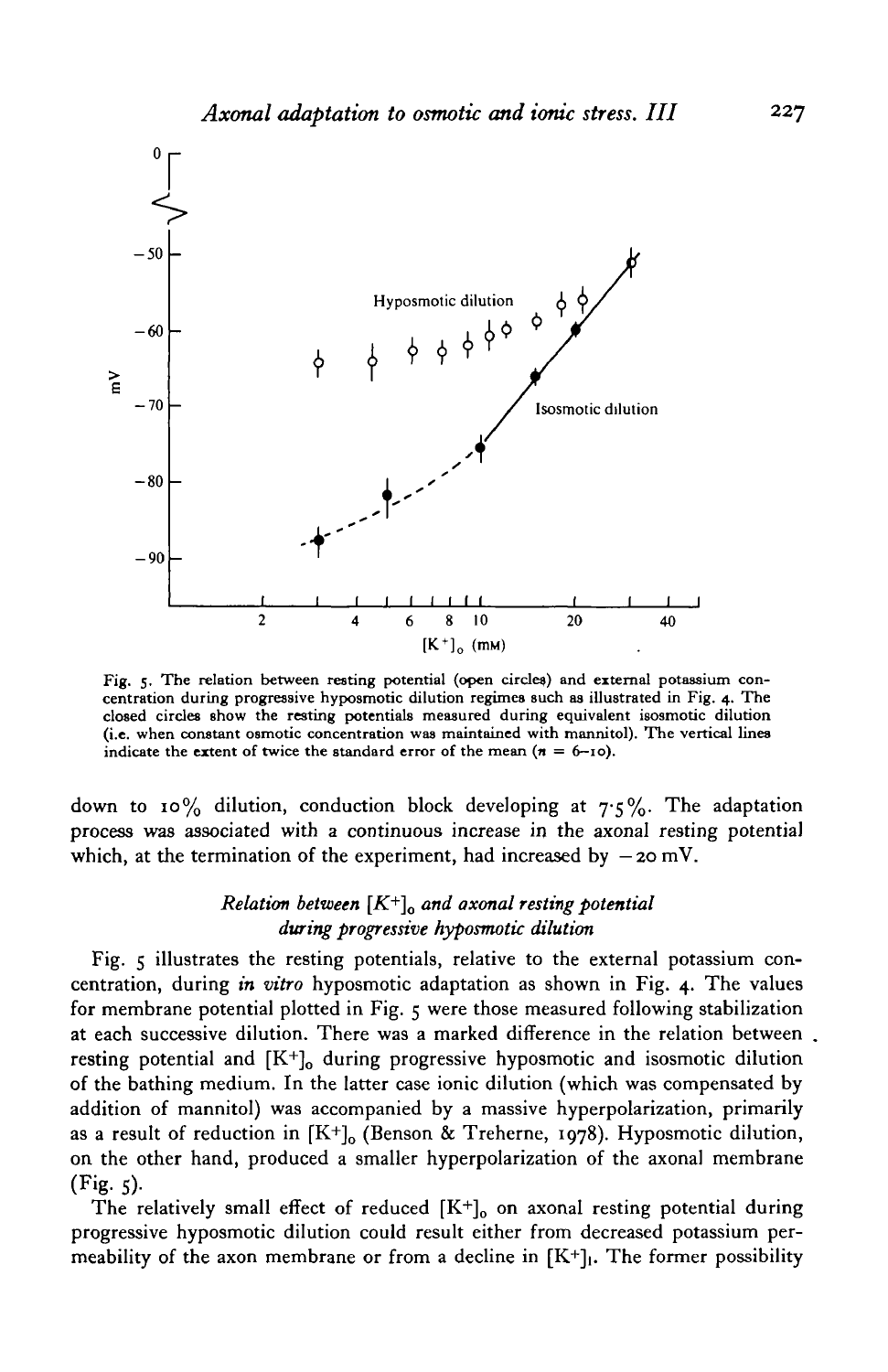Fig. 5. The relation between resting potential (open circles) and external potassium concentration during progressive hyposmotic dilution regimes such as illustrated in Fig. 4. The closed circles show the resting potentials measured during equivalent isosmotic dilution (i.e. when constant osmotic concentration was maintained with mannitol). The vertical lines indicate the extent of twice the standard error of the mean ($n$ = 6–10).

down to 10% dilution, conduction block developing at 7·5%. The adaptation process was associated with a continuous increase in the axonal resting potential which, at the termination of the experiment, had increased by −20 mV.

### *Relation between $[K^+]_o$ and axonal resting potential during progressive hyposmotic dilution*

Fig. 5 illustrates the resting potentials, relative to the external potassium concentration, during *in vitro* hyposmotic adaptation as shown in Fig. 4. The values for membrane potential plotted in Fig. 5 were those measured following stabilization at each successive dilution. There was a marked difference in the relation between resting potential and $[K^+]_o$ during progressive hyposmotic and isosmotic dilution of the bathing medium. In the latter case ionic dilution (which was compensated by addition of mannitol) was accompanied by a massive hyperpolarization, primarily as a result of reduction in $[K^+]_o$ (Benson & Treherne, 1978). Hyposmotic dilution, on the other hand, produced a smaller hyperpolarization of the axonal membrane (Fig. 5).

The relatively small effect of reduced $[K^+]_o$ on axonal resting potential during progressive hyposmotic dilution could result either from decreased potassium permeability of the axon membrane or from a decline in $[K^+]_i$. The former possibility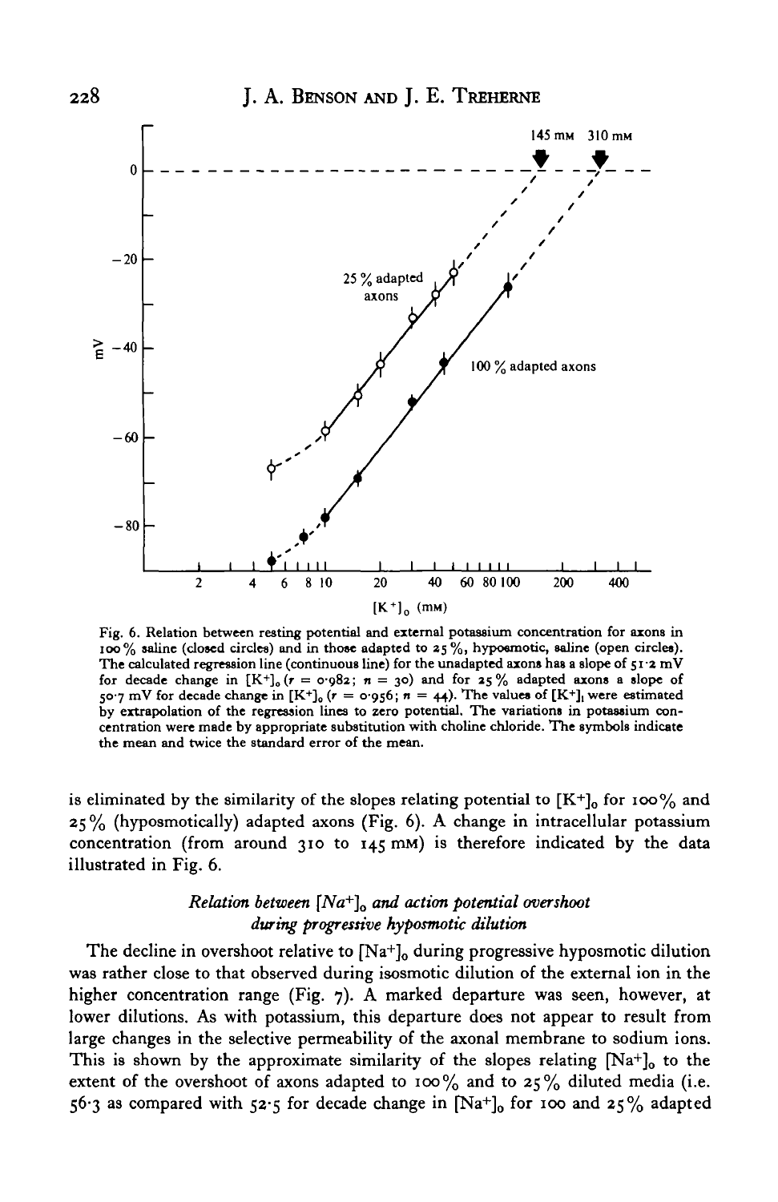Fig. 6. Relation between resting potential and external potassium concentration for axons in 100% saline (closed circles) and in those adapted to 25%, hyposmotic, saline (open circles). The calculated regression line (continuous line) for the unadapted axons has a slope of 51·2 mV for decade change in $[K^+]_o$ ($r = 0·982$; $n = 30$) and for 25% adapted axons a slope of 50·7 mV for decade change in $[K^+]_o$ ($r = 0·956$; $n = 44$). The values of $[K^+]_i$ were estimated by extrapolation of the regression lines to zero potential. The variations in potassium concentration were made by appropriate substitution with choline chloride. The symbols indicate the mean and twice the standard error of the mean.

is eliminated by the similarity of the slopes relating potential to $[K^+]_o$ for 100% and 25% (hyposmotically) adapted axons (Fig. 6). A change in intracellular potassium concentration (from around 310 to 145 mM) is therefore indicated by the data illustrated in Fig. 6.

### *Relation between $[Na^+]_o$ and action potential overshoot during progressive hyposmotic dilution*

The decline in overshoot relative to $[Na^+]_o$ during progressive hyposmotic dilution was rather close to that observed during isosmotic dilution of the external ion in the higher concentration range (Fig. 7). A marked departure was seen, however, at lower dilutions. As with potassium, this departure does not appear to result from large changes in the selective permeability of the axonal membrane to sodium ions. This is shown by the approximate similarity of the slopes relating $[Na^+]_o$ to the extent of the overshoot of axons adapted to 100% and to 25% diluted media (i.e. 56·3 as compared with 52·5 for decade change in $[Na^+]_o$ for 100 and 25% adapted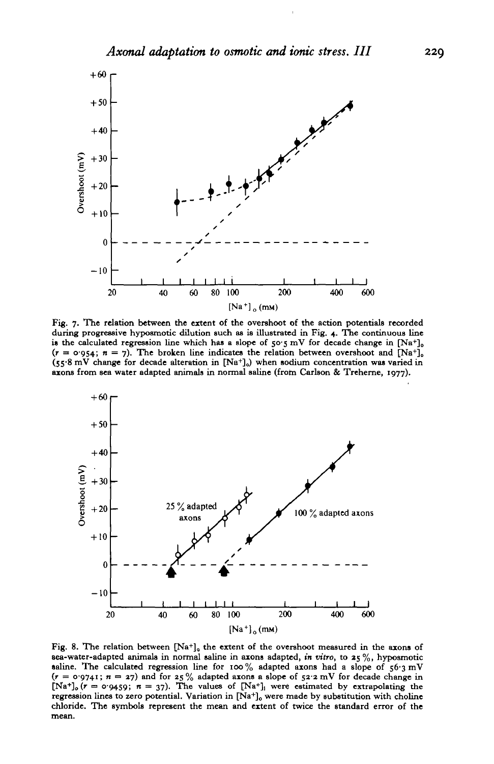Fig. 7. The relation between the extent of the overshoot of the action potentials recorded during progressive hyposmotic dilution such as is illustrated in Fig. 4. The continuous line is the calculated regression line which has a slope of 50·5 mV for decade change in $[Na^+]_o$ ($r$ = 0·954; $n$ = 7). The broken line indicates the relation between overshoot and $[Na^+]_o$ (55·8 mV change for decade alteration in $[Na^+]_o$) when sodium concentration was varied in axons from sea water adapted animals in normal saline (from Carlson & Treherne, 1977).

Fig. 8. The relation between $[Na^+]_o$ the extent of the overshoot measured in the axons of sea-water-adapted animals in normal saline in axons adapted, *in vitro*, to 25 %, hyposmotic saline. The calculated regression line for 100 % adapted axons had a slope of 56·3 mV ($r$ = 0·9741; $n$ = 27) and for 25 % adapted axons a slope of 52·2 mV for decade change in $[Na^+]_o$ ($r$ = 0·9459; $n$ = 37). The values of $[Na^+]_i$ were estimated by extrapolating the regression lines to zero potential. Variation in $[Na^+]_o$ were made by substitution with choline chloride. The symbols represent the mean and extent of twice the standard error of the mean.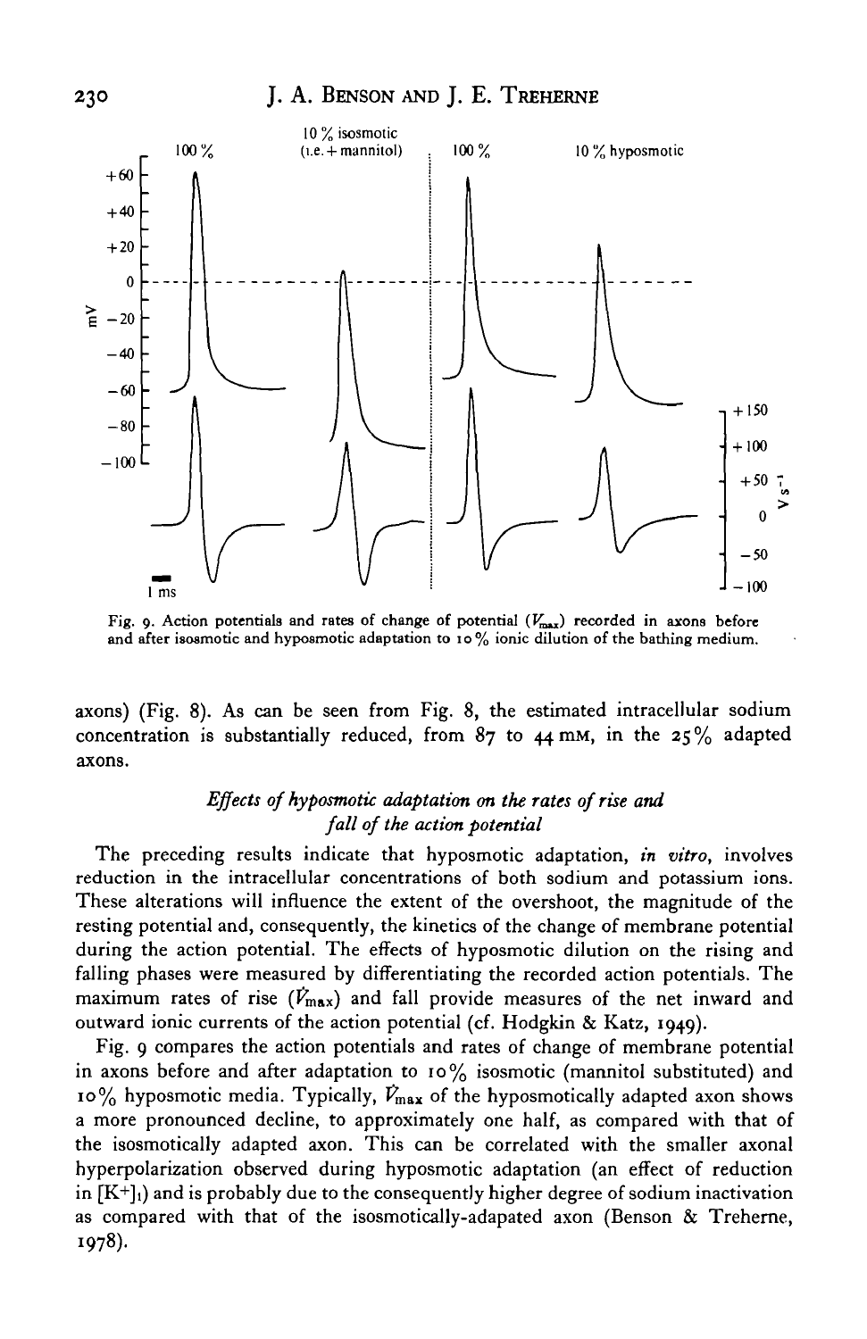Fig. 9. Action potentials and rates of change of potential ($\dot{V}_{max}$) recorded in axons before and after isosmotic and hyposmotic adaptation to 10% ionic dilution of the bathing medium.

axons) (Fig. 8). As can be seen from Fig. 8, the estimated intracellular sodium concentration is substantially reduced, from 87 to 44 mM, in the 25% adapted axons.

### *Effects of hyposmotic adaptation on the rates of rise and fall of the action potential*

The preceding results indicate that hyposmotic adaptation, *in vitro*, involves reduction in the intracellular concentrations of both sodium and potassium ions. These alterations will influence the extent of the overshoot, the magnitude of the resting potential and, consequently, the kinetics of the change of membrane potential during the action potential. The effects of hyposmotic dilution on the rising and falling phases were measured by differentiating the recorded action potentials. The maximum rates of rise ($\dot{V}_{max}$) and fall provide measures of the net inward and outward ionic currents of the action potential (cf. Hodgkin & Katz, 1949).

Fig. 9 compares the action potentials and rates of change of membrane potential in axons before and after adaptation to 10% isosmotic (mannitol substituted) and 10% hyposmotic media. Typically, $\dot{V}_{max}$ of the hyposmotically adapted axon shows a more pronounced decline, to approximately one half, as compared with that of the isosmotically adapted axon. This can be correlated with the smaller axonal hyperpolarization observed during hyposmotic adaptation (an effect of reduction in $[K^+]_i$) and is probably due to the consequently higher degree of sodium inactivation as compared with that of the isosmotically-adapated axon (Benson & Treherne, 1978).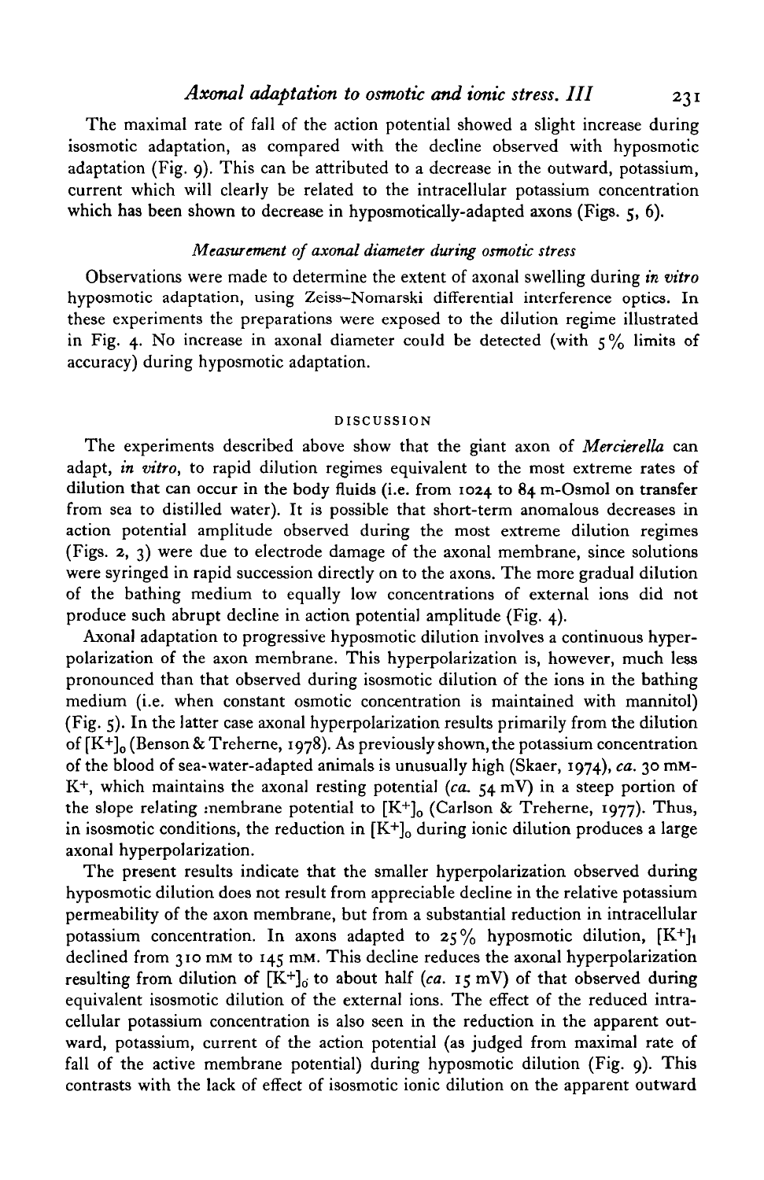The maximal rate of fall of the action potential showed a slight increase during isosmotic adaptation, as compared with the decline observed with hyposmotic adaptation (Fig. 9). This can be attributed to a decrease in the outward, potassium, current which will clearly be related to the intracellular potassium concentration which has been shown to decrease in hyposmotically-adapted axons (Figs. 5, 6).

### *Measurement of axonal diameter during osmotic stress*

Observations were made to determine the extent of axonal swelling during *in vitro* hyposmotic adaptation, using Zeiss-Nomarski differential interference optics. In these experiments the preparations were exposed to the dilution regime illustrated in Fig. 4. No increase in axonal diameter could be detected (with 5% limits of accuracy) during hyposmotic adaptation.

## DISCUSSION

The experiments described above show that the giant axon of *Mercierella* can adapt, *in vitro*, to rapid dilution regimes equivalent to the most extreme rates of dilution that can occur in the body fluids (i.e. from 1024 to 84 m-Osmol on transfer from sea to distilled water). It is possible that short-term anomalous decreases in action potential amplitude observed during the most extreme dilution regimes (Figs. 2, 3) were due to electrode damage of the axonal membrane, since solutions were syringed in rapid succession directly on to the axons. The more gradual dilution of the bathing medium to equally low concentrations of external ions did not produce such abrupt decline in action potential amplitude (Fig. 4).

Axonal adaptation to progressive hyposmotic dilution involves a continuous hyperpolarization of the axon membrane. This hyperpolarization is, however, much less pronounced than that observed during isosmotic dilution of the ions in the bathing medium (i.e. when constant osmotic concentration is maintained with mannitol) (Fig. 5). In the latter case axonal hyperpolarization results primarily from the dilution of $[K^+]_o$ (Benson & Treherne, 1978). As previously shown, the potassium concentration of the blood of sea-water-adapted animals is unusually high (Skaer, 1974), *ca.* 30 mM-$K^+$, which maintains the axonal resting potential (*ca.* 54 mV) in a steep portion of the slope relating membrane potential to $[K^+]_o$ (Carlson & Treherne, 1977). Thus, in isosmotic conditions, the reduction in $[K^+]_o$ during ionic dilution produces a large axonal hyperpolarization.

The present results indicate that the smaller hyperpolarization observed during hyposmotic dilution does not result from appreciable decline in the relative potassium permeability of the axon membrane, but from a substantial reduction in intracellular potassium concentration. In axons adapted to 25% hyposmotic dilution, $[K^+]_i$ declined from 310 mM to 145 mM. This decline reduces the axonal hyperpolarization resulting from dilution of $[K^+]_o$ to about half (*ca.* 15 mV) of that observed during equivalent isosmotic dilution of the external ions. The effect of the reduced intracellular potassium concentration is also seen in the reduction in the apparent outward, potassium, current of the action potential (as judged from maximal rate of fall of the active membrane potential) during hyposmotic dilution (Fig. 9). This contrasts with the lack of effect of isosmotic ionic dilution on the apparent outward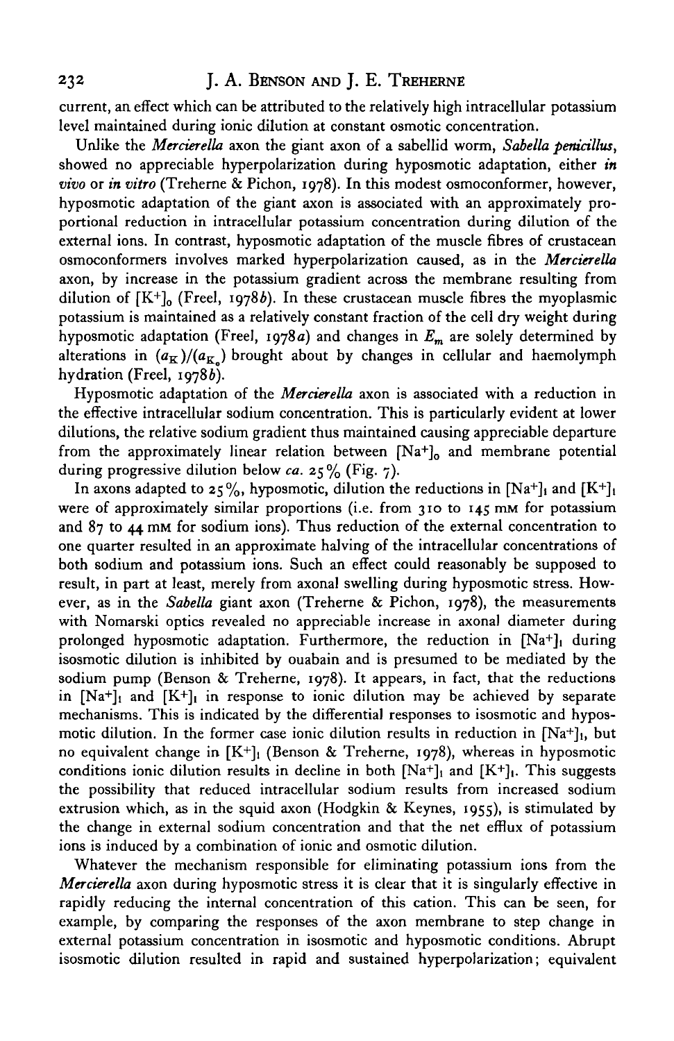current, an effect which can be attributed to the relatively high intracellular potassium level maintained during ionic dilution at constant osmotic concentration.

Unlike the *Mercierella* axon the giant axon of a sabellid worm, *Sabella penicillus*, showed no appreciable hyperpolarization during hyposmotic adaptation, either *in vivo* or *in vitro* (Treherne & Pichon, 1978). In this modest osmoconformer, however, hyposmotic adaptation of the giant axon is associated with an approximately proportional reduction in intracellular potassium concentration during dilution of the external ions. In contrast, hyposmotic adaptation of the muscle fibres of crustacean osmoconformers involves marked hyperpolarization caused, as in the *Mercierella* axon, by increase in the potassium gradient across the membrane resulting from dilution of $[K^+]_o$ (Freel, 1978*b*). In these crustacean muscle fibres the myoplasmic potassium is maintained as a relatively constant fraction of the cell dry weight during hyposmotic adaptation (Freel, 1978*a*) and changes in $E_m$ are solely determined by alterations in $(a_K)/(a_{K_o})$ brought about by changes in cellular and haemolymph hydration (Freel, 1978*b*).

Hyposmotic adaptation of the *Mercierella* axon is associated with a reduction in the effective intracellular sodium concentration. This is particularly evident at lower dilutions, the relative sodium gradient thus maintained causing appreciable departure from the approximately linear relation between $[Na^+]_o$ and membrane potential during progressive dilution below *ca.* 25% (Fig. 7).

In axons adapted to 25%, hyposmotic, dilution the reductions in $[Na^+]_i$ and $[K^+]_i$ were of approximately similar proportions (i.e. from 310 to 145 mM for potassium and 87 to 44 mM for sodium ions). Thus reduction of the external concentration to one quarter resulted in an approximate halving of the intracellular concentrations of both sodium and potassium ions. Such an effect could reasonably be supposed to result, in part at least, merely from axonal swelling during hyposmotic stress. However, as in the *Sabella* giant axon (Treherne & Pichon, 1978), the measurements with Nomarski optics revealed no appreciable increase in axonal diameter during prolonged hyposmotic adaptation. Furthermore, the reduction in $[Na^+]_i$ during isosmotic dilution is inhibited by ouabain and is presumed to be mediated by the sodium pump (Benson & Treherne, 1978). It appears, in fact, that the reductions in $[Na^+]_i$ and $[K^+]_i$ in response to ionic dilution may be achieved by separate mechanisms. This is indicated by the differential responses to isosmotic and hyposmotic dilution. In the former case ionic dilution results in reduction in $[Na^+]_i$, but no equivalent change in $[K^+]_i$ (Benson & Treherne, 1978), whereas in hyposmotic conditions ionic dilution results in decline in both $[Na^+]_i$ and $[K^+]_i$. This suggests the possibility that reduced intracellular sodium results from increased sodium extrusion which, as in the squid axon (Hodgkin & Keynes, 1955), is stimulated by the change in external sodium concentration and that the net efflux of potassium ions is induced by a combination of ionic and osmotic dilution.

Whatever the mechanism responsible for eliminating potassium ions from the *Mercierella* axon during hyposmotic stress it is clear that it is singularly effective in rapidly reducing the internal concentration of this cation. This can be seen, for example, by comparing the responses of the axon membrane to step change in external potassium concentration in isosmotic and hyposmotic conditions. Abrupt isosmotic dilution resulted in rapid and sustained hyperpolarization; equivalent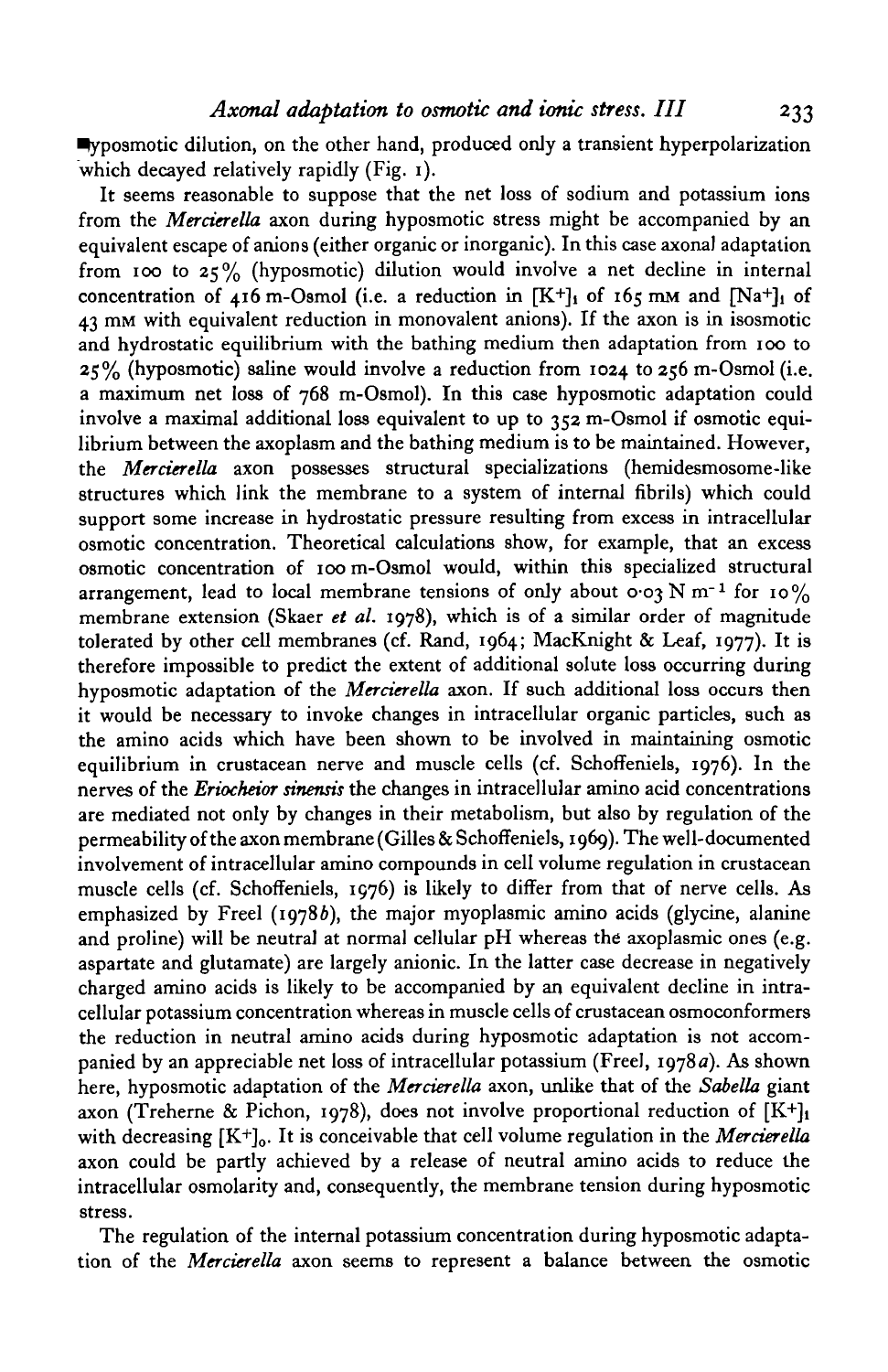Hyposmotic dilution, on the other hand, produced only a transient hyperpolarization which decayed relatively rapidly (Fig. 1).

It seems reasonable to suppose that the net loss of sodium and potassium ions from the *Mercierella* axon during hyposmotic stress might be accompanied by an equivalent escape of anions (either organic or inorganic). In this case axonal adaptation from 100 to 25% (hyposmotic) dilution would involve a net decline in internal concentration of 416 m-Osmol (i.e. a reduction in $[K^+]_i$ of 165 mM and $[Na^+]_i$ of 43 mM with equivalent reduction in monovalent anions). If the axon is in isosmotic and hydrostatic equilibrium with the bathing medium then adaptation from 100 to 25% (hyposmotic) saline would involve a reduction from 1024 to 256 m-Osmol (i.e. a maximum net loss of 768 m-Osmol). In this case hyposmotic adaptation could involve a maximal additional loss equivalent to up to 352 m-Osmol if osmotic equilibrium between the axoplasm and the bathing medium is to be maintained. However, the *Mercierella* axon possesses structural specializations (hemidesmosome-like structures which link the membrane to a system of internal fibrils) which could support some increase in hydrostatic pressure resulting from excess in intracellular osmotic concentration. Theoretical calculations show, for example, that an excess osmotic concentration of 100 m-Osmol would, within this specialized structural arrangement, lead to local membrane tensions of only about 0·03 N $m^{-1}$ for 10% membrane extension (Skaer *et al.* 1978), which is of a similar order of magnitude tolerated by other cell membranes (cf. Rand, 1964; MacKnight & Leaf, 1977). It is therefore impossible to predict the extent of additional solute loss occurring during hyposmotic adaptation of the *Mercierella* axon. If such additional loss occurs then it would be necessary to invoke changes in intracellular organic particles, such as the amino acids which have been shown to be involved in maintaining osmotic equilibrium in crustacean nerve and muscle cells (cf. Schoffeniels, 1976). In the nerves of the *Eriocheior sinensis* the changes in intracellular amino acid concentrations are mediated not only by changes in their metabolism, but also by regulation of the permeability of the axon membrane (Gilles & Schoffeniels, 1969). The well-documented involvement of intracellular amino compounds in cell volume regulation in crustacean muscle cells (cf. Schoffeniels, 1976) is likely to differ from that of nerve cells. As emphasized by Freel (1978*b*), the major myoplasmic amino acids (glycine, alanine and proline) will be neutral at normal cellular pH whereas the axoplasmic ones (e.g. aspartate and glutamate) are largely anionic. In the latter case decrease in negatively charged amino acids is likely to be accompanied by an equivalent decline in intracellular potassium concentration whereas in muscle cells of crustacean osmoconformers the reduction in neutral amino acids during hyposmotic adaptation is not accompanied by an appreciable net loss of intracellular potassium (Freel, 1978*a*). As shown here, hyposmotic adaptation of the *Mercierella* axon, unlike that of the *Sabella* giant axon (Treherne & Pichon, 1978), does not involve proportional reduction of $[K^+]_i$ with decreasing $[K^+]_o$. It is conceivable that cell volume regulation in the *Mercierella* axon could be partly achieved by a release of neutral amino acids to reduce the intracellular osmolarity and, consequently, the membrane tension during hyposmotic stress.

The regulation of the internal potassium concentration during hyposmotic adaptation of the *Mercierella* axon seems to represent a balance between the osmotic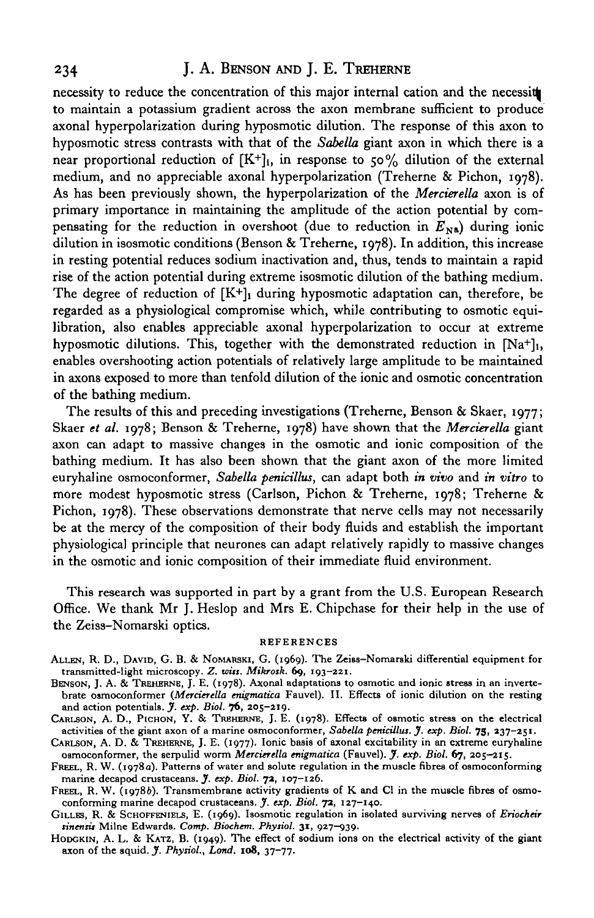necessity to reduce the concentration of this major internal cation and the necessity to maintain a potassium gradient across the axon membrane sufficient to produce axonal hyperpolarization during hyposmotic dilution. The response of this axon to hyposmotic stress contrasts with that of the *Sabella* giant axon in which there is a near proportional reduction of $[K^+]_i$, in response to 50% dilution of the external medium, and no appreciable axonal hyperpolarization (Treherne & Pichon, 1978). As has been previously shown, the hyperpolarization of the *Mercierella* axon is of primary importance in maintaining the amplitude of the action potential by compensating for the reduction in overshoot (due to reduction in $E_{Na}$) during ionic dilution in isosmotic conditions (Benson & Treherne, 1978). In addition, this increase in resting potential reduces sodium inactivation and, thus, tends to maintain a rapid rise of the action potential during extreme isosmotic dilution of the bathing medium. The degree of reduction of $[K^+]_i$ during hyposmotic adaptation can, therefore, be regarded as a physiological compromise which, while contributing to osmotic equilibration, also enables appreciable axonal hyperpolarization to occur at extreme hyposmotic dilutions. This, together with the demonstrated reduction in $[Na^+]_i$, enables overshooting action potentials of relatively large amplitude to be maintained in axons exposed to more than tenfold dilution of the ionic and osmotic concentration of the bathing medium.

The results of this and preceding investigations (Treherne, Benson & Skaer, 1977; Skaer *et al.* 1978; Benson & Treherne, 1978) have shown that the *Mercierella* giant axon can adapt to massive changes in the osmotic and ionic composition of the bathing medium. It has also been shown that the giant axon of the more limited euryhaline osmoconformer, *Sabella penicillus*, can adapt both *in vivo* and *in vitro* to more modest hyposmotic stress (Carlson, Pichon & Treherne, 1978; Treherne & Pichon, 1978). These observations demonstrate that nerve cells may not necessarily be at the mercy of the composition of their body fluids and establish the important physiological principle that neurones can adapt relatively rapidly to massive changes in the osmotic and ionic composition of their immediate fluid environment.

This research was supported in part by a grant from the U.S. European Research Office. We thank Mr J. Heslop and Mrs E. Chipchase for their help in the use of the Zeiss–Nomarski optics.

## REFERENCES

Allen, R. D., David, G. B. & Nomarski, G. (1969). The Zeiss-Nomarski differential equipment for transmitted-light microscopy. *Z. wiss. Mikrosk.* **69**, 193–221.

Benson, J. A. & Treherne, J. E. (1978). Axonal adaptations to osmotic and ionic stress in an invertebrate osmoconformer (*Mercierella enigmatica* Fauvel). II. Effects of ionic dilution on the resting and action potentials. *J. exp. Biol.* **76**, 205–219.

Carlson, A. D., Pichon, Y. & Treherne, J. E. (1978). Effects of osmotic stress on the electrical activities of the giant axon of a marine osmoconformer, *Sabella penicillus*. *J. exp. Biol.* **75**, 237–251.

Carlson, A. D. & Treherne, J. E. (1977). Ionic basis of axonal excitability in an extreme euryhaline osmoconformer, the serpulid worm *Mercierella enigmatica* (Fauvel). *J. exp. Biol.* **67**, 205–215.

Freel, R. W. (1978*a*). Patterns of water and solute regulation in the muscle fibres of osmoconforming marine decapod crustaceans. *J. exp. Biol.* **72**, 107–126.

Freel, R. W. (1978*b*). Transmembrane activity gradients of K and Cl in the muscle fibres of osmoconforming marine decapod crustaceans. *J. exp. Biol.* **72**, 127–140.

Gilles, R. & Schoffeniels, E. (1969). Isosmotic regulation in isolated surviving nerves of *Eriocheir sinensis* Milne Edwards. *Comp. Biochem. Physiol.* **31**, 927–939.

Hodgkin, A. L. & Katz, B. (1949). The effect of sodium ions on the electrical activity of the giant axon of the squid. *J. Physiol., Lond.* **108**, 37–77.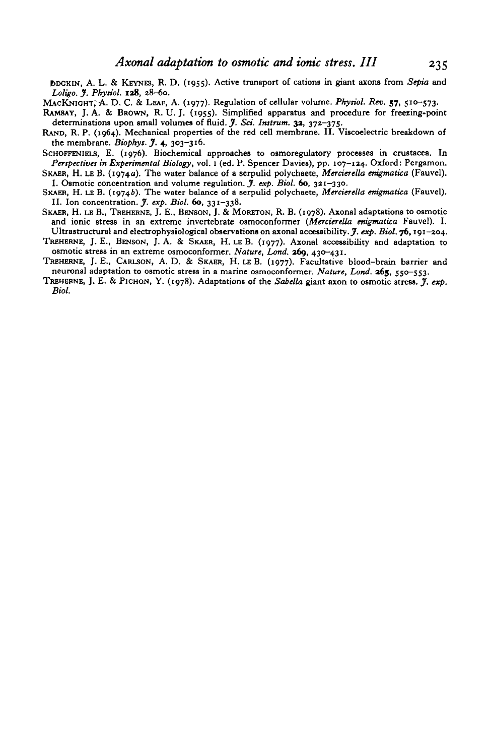HODGKIN, A. L. & KEYNES, R. D. (1955). Active transport of cations in giant axons from *Sepia* and *Loligo*. *J. Physiol.* **128**, 28–60.

MACKNIGHT, A. D. C. & LEAF, A. (1977). Regulation of cellular volume. *Physiol. Rev.* **57**, 510–573.

RAMSAY, J. A. & BROWN, R. U. J. (1955). Simplified apparatus and procedure for freezing-point determinations upon small volumes of fluid. *J. Sci. Instrum.* **32**, 372–375.

RAND, R. P. (1964). Mechanical properties of the red cell membrane. II. Viscoelectric breakdown of the membrane. *Biophys. J.* **4**, 303–316.

SCHOFFENIELS, E. (1976). Biochemical approaches to osmoregulatory processes in crustacea. In *Perspectives in Experimental Biology*, vol. 1 (ed. P. Spencer Davies), pp. 107–124. Oxford: Pergamon.

SKAER, H. LE B. (1974*a*). The water balance of a serpulid polychaete, *Mercierella enigmatica* (Fauvel). I. Osmotic concentration and volume regulation. *J. exp. Biol.* **60**, 321–330.

SKAER, H. LE B. (1974*b*). The water balance of a serpulid polychaete, *Mercierella enigmatica* (Fauvel). II. Ion concentration. *J. exp. Biol.* **60**, 331–338.

SKAER, H. LE B., TREHERNE, J. E., BENSON, J. & MORETON, R. B. (1978). Axonal adaptations to osmotic and ionic stress in an extreme invertebrate osmoconformer (*Mercierella enigmatica* Fauvel). I. Ultrastructural and electrophysiological observations on axonal accessibility. *J. exp. Biol.* **76**, 191–204.

TREHERNE, J. E., BENSON, J. A. & SKAER, H. LE B. (1977). Axonal accessibility and adaptation to osmotic stress in an extreme osmoconformer. *Nature, Lond.* **269**, 430–431.

TREHERNE, J. E., CARLSON, A. D. & SKAER, H. LE B. (1977). Facultative blood–brain barrier and neuronal adaptation to osmotic stress in a marine osmoconformer. *Nature, Lond.* **265**, 550–553.

TREHERNE, J. E. & PICHON, Y. (1978). Adaptations of the *Sabella* giant axon to osmotic stress. *J. exp. Biol.*